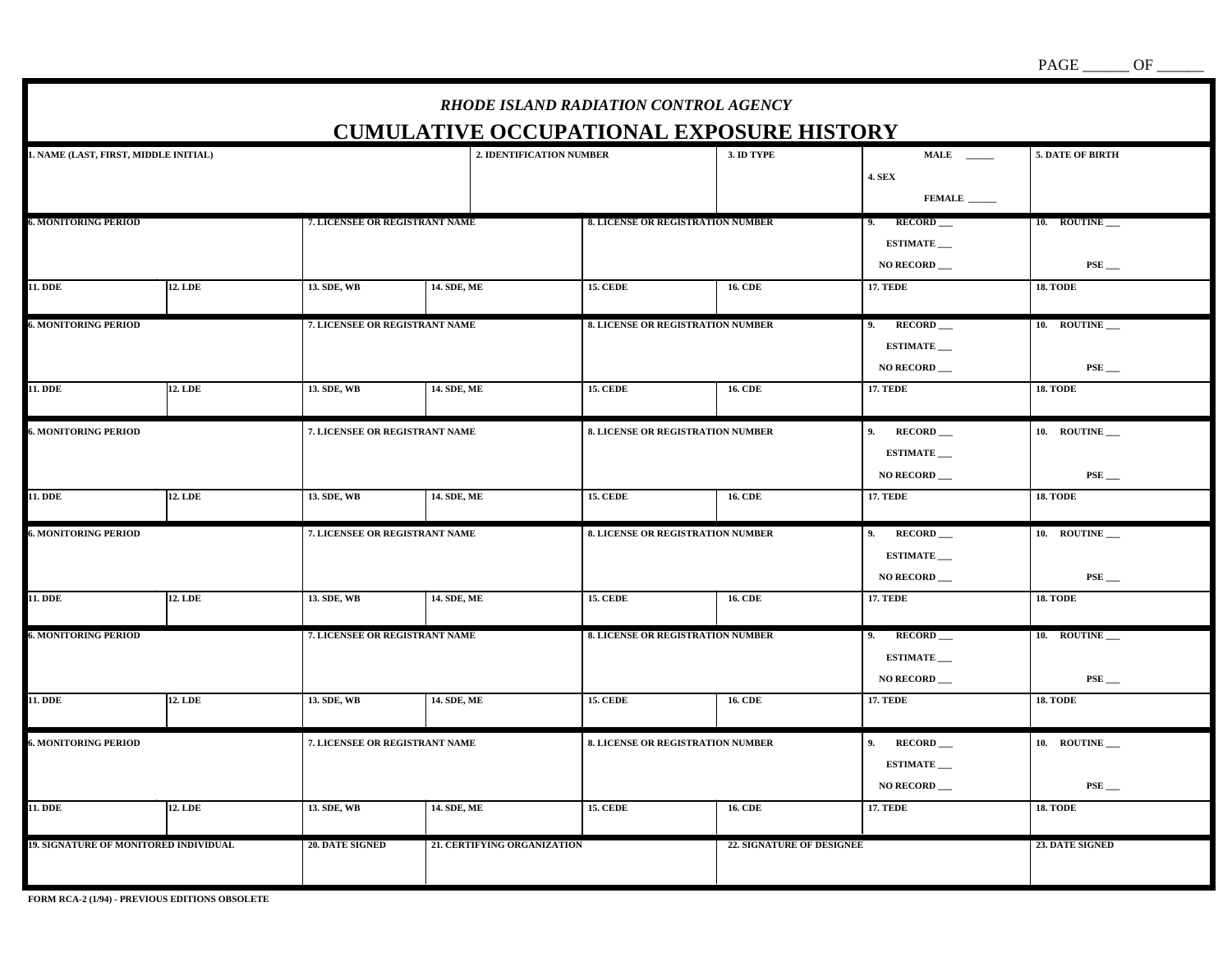PAGE ______ OF ______

*RHODE ISLAND RADIATION CONTROL AGENCY*

# CUMULATIVE OCCUPATIONAL EXPOSURE HISTORY

| 1. NAME (LAST, FIRST, MIDDLE INITIAL) | 2. IDENTIFICATION NUMBER | 3. ID TYPE | 4. SEX MALE ______ FEMALE ______ | 5. DATE OF BIRTH |
|---|---|---|---|---|
| | | | | |

| 6. MONITORING PERIOD | | 7. LICENSEE OR REGISTRANT NAME | | 8. LICENSE OR REGISTRATION NUMBER | | 9. RECORD ___ ESTIMATE ___ NO RECORD ___ | 10. ROUTINE ___ PSE ___ |
|---|---|---|---|---|---|---|---|
| 11. DDE | 12. LDE | 13. SDE, WB | 14. SDE, ME | 15. CEDE | 16. CDE | 17. TEDE | 18. TODE |
| 6. MONITORING PERIOD | | 7. LICENSEE OR REGISTRANT NAME | | 8. LICENSE OR REGISTRATION NUMBER | | 9. RECORD ___ ESTIMATE ___ NO RECORD ___ | 10. ROUTINE ___ PSE ___ |
| 11. DDE | 12. LDE | 13. SDE, WB | 14. SDE, ME | 15. CEDE | 16. CDE | 17. TEDE | 18. TODE |
| 6. MONITORING PERIOD | | 7. LICENSEE OR REGISTRANT NAME | | 8. LICENSE OR REGISTRATION NUMBER | | 9. RECORD ___ ESTIMATE ___ NO RECORD ___ | 10. ROUTINE ___ PSE ___ |
| 11. DDE | 12. LDE | 13. SDE, WB | 14. SDE, ME | 15. CEDE | 16. CDE | 17. TEDE | 18. TODE |
| 6. MONITORING PERIOD | | 7. LICENSEE OR REGISTRANT NAME | | 8. LICENSE OR REGISTRATION NUMBER | | 9. RECORD ___ ESTIMATE ___ NO RECORD ___ | 10. ROUTINE ___ PSE ___ |
| 11. DDE | 12. LDE | 13. SDE, WB | 14. SDE, ME | 15. CEDE | 16. CDE | 17. TEDE | 18. TODE |
| 6. MONITORING PERIOD | | 7. LICENSEE OR REGISTRANT NAME | | 8. LICENSE OR REGISTRATION NUMBER | | 9. RECORD ___ ESTIMATE ___ NO RECORD ___ | 10. ROUTINE ___ PSE ___ |
| 11. DDE | 12. LDE | 13. SDE, WB | 14. SDE, ME | 15. CEDE | 16. CDE | 17. TEDE | 18. TODE |
| 6. MONITORING PERIOD | | 7. LICENSEE OR REGISTRANT NAME | | 8. LICENSE OR REGISTRATION NUMBER | | 9. RECORD ___ ESTIMATE ___ NO RECORD ___ | 10. ROUTINE ___ PSE ___ |
| 11. DDE | 12. LDE | 13. SDE, WB | 14. SDE, ME | 15. CEDE | 16. CDE | 17. TEDE | 18. TODE |

| 19. SIGNATURE OF MONITORED INDIVIDUAL | 20. DATE SIGNED | 21. CERTIFYING ORGANIZATION | 22. SIGNATURE OF DESIGNEE | 23. DATE SIGNED |
|---|---|---|---|---|
| | | | | |

FORM RCA-2 (1/94) - PREVIOUS EDITIONS OBSOLETE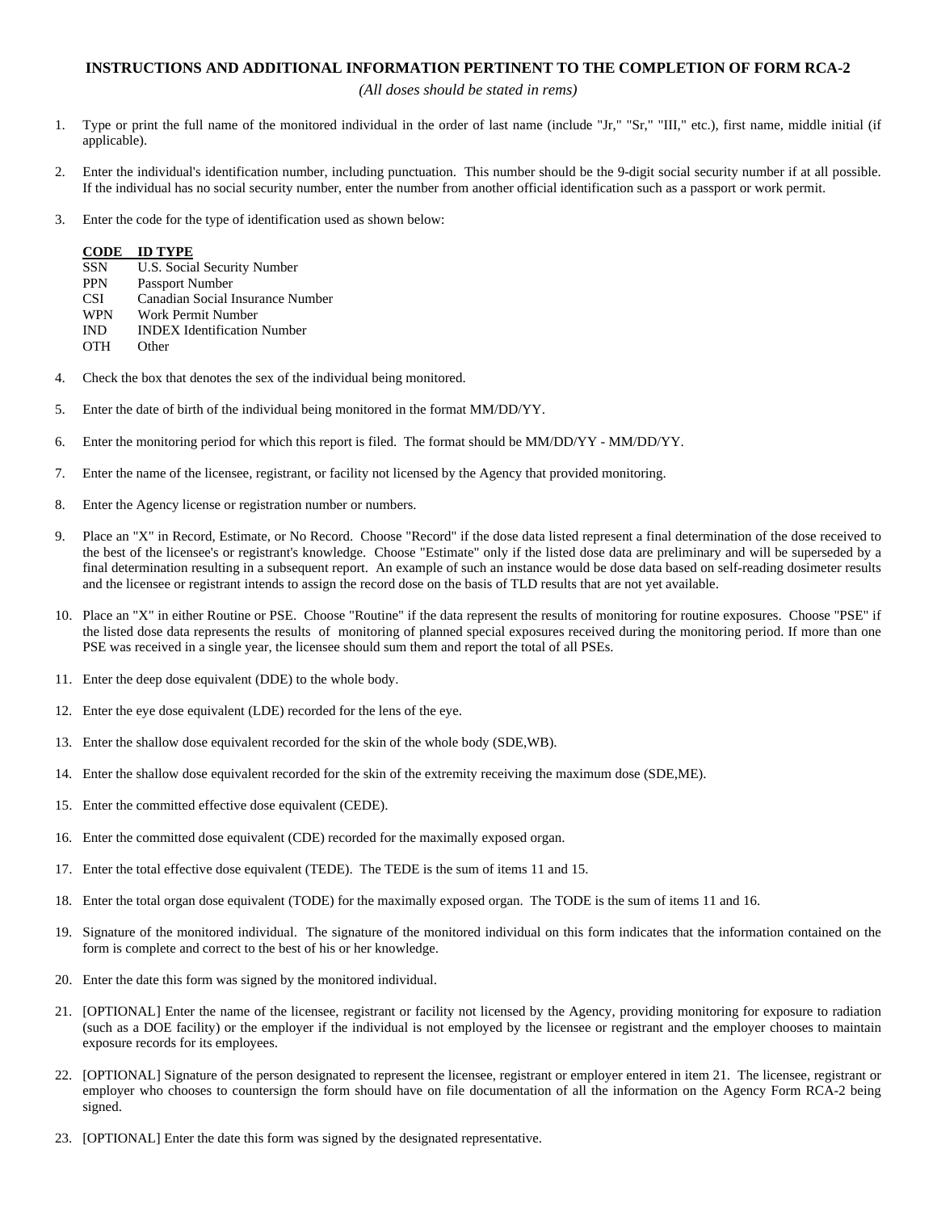# INSTRUCTIONS AND ADDITIONAL INFORMATION PERTINENT TO THE COMPLETION OF FORM RCA-2

*(All doses should be stated in rems)*

1. Type or print the full name of the monitored individual in the order of last name (include "Jr," "Sr," "III," etc.), first name, middle initial (if applicable).

2. Enter the individual's identification number, including punctuation. This number should be the 9-digit social security number if at all possible. If the individual has no social security number, enter the number from another official identification such as a passport or work permit.

3. Enter the code for the type of identification used as shown below:

| CODE | ID TYPE |
|---|---|
| SSN | U.S. Social Security Number |
| PPN | Passport Number |
| CSI | Canadian Social Insurance Number |
| WPN | Work Permit Number |
| IND | INDEX Identification Number |
| OTH | Other |

4. Check the box that denotes the sex of the individual being monitored.

5. Enter the date of birth of the individual being monitored in the format MM/DD/YY.

6. Enter the monitoring period for which this report is filed. The format should be MM/DD/YY - MM/DD/YY.

7. Enter the name of the licensee, registrant, or facility not licensed by the Agency that provided monitoring.

8. Enter the Agency license or registration number or numbers.

9. Place an "X" in Record, Estimate, or No Record. Choose "Record" if the dose data listed represent a final determination of the dose received to the best of the licensee's or registrant's knowledge. Choose "Estimate" only if the listed dose data are preliminary and will be superseded by a final determination resulting in a subsequent report. An example of such an instance would be dose data based on self-reading dosimeter results and the licensee or registrant intends to assign the record dose on the basis of TLD results that are not yet available.

10. Place an "X" in either Routine or PSE. Choose "Routine" if the data represent the results of monitoring for routine exposures. Choose "PSE" if the listed dose data represents the results of monitoring of planned special exposures received during the monitoring period. If more than one PSE was received in a single year, the licensee should sum them and report the total of all PSEs.

11. Enter the deep dose equivalent (DDE) to the whole body.

12. Enter the eye dose equivalent (LDE) recorded for the lens of the eye.

13. Enter the shallow dose equivalent recorded for the skin of the whole body (SDE,WB).

14. Enter the shallow dose equivalent recorded for the skin of the extremity receiving the maximum dose (SDE,ME).

15. Enter the committed effective dose equivalent (CEDE).

16. Enter the committed dose equivalent (CDE) recorded for the maximally exposed organ.

17. Enter the total effective dose equivalent (TEDE). The TEDE is the sum of items 11 and 15.

18. Enter the total organ dose equivalent (TODE) for the maximally exposed organ. The TODE is the sum of items 11 and 16.

19. Signature of the monitored individual. The signature of the monitored individual on this form indicates that the information contained on the form is complete and correct to the best of his or her knowledge.

20. Enter the date this form was signed by the monitored individual.

21. [OPTIONAL] Enter the name of the licensee, registrant or facility not licensed by the Agency, providing monitoring for exposure to radiation (such as a DOE facility) or the employer if the individual is not employed by the licensee or registrant and the employer chooses to maintain exposure records for its employees.

22. [OPTIONAL] Signature of the person designated to represent the licensee, registrant or employer entered in item 21. The licensee, registrant or employer who chooses to countersign the form should have on file documentation of all the information on the Agency Form RCA-2 being signed.

23. [OPTIONAL] Enter the date this form was signed by the designated representative.